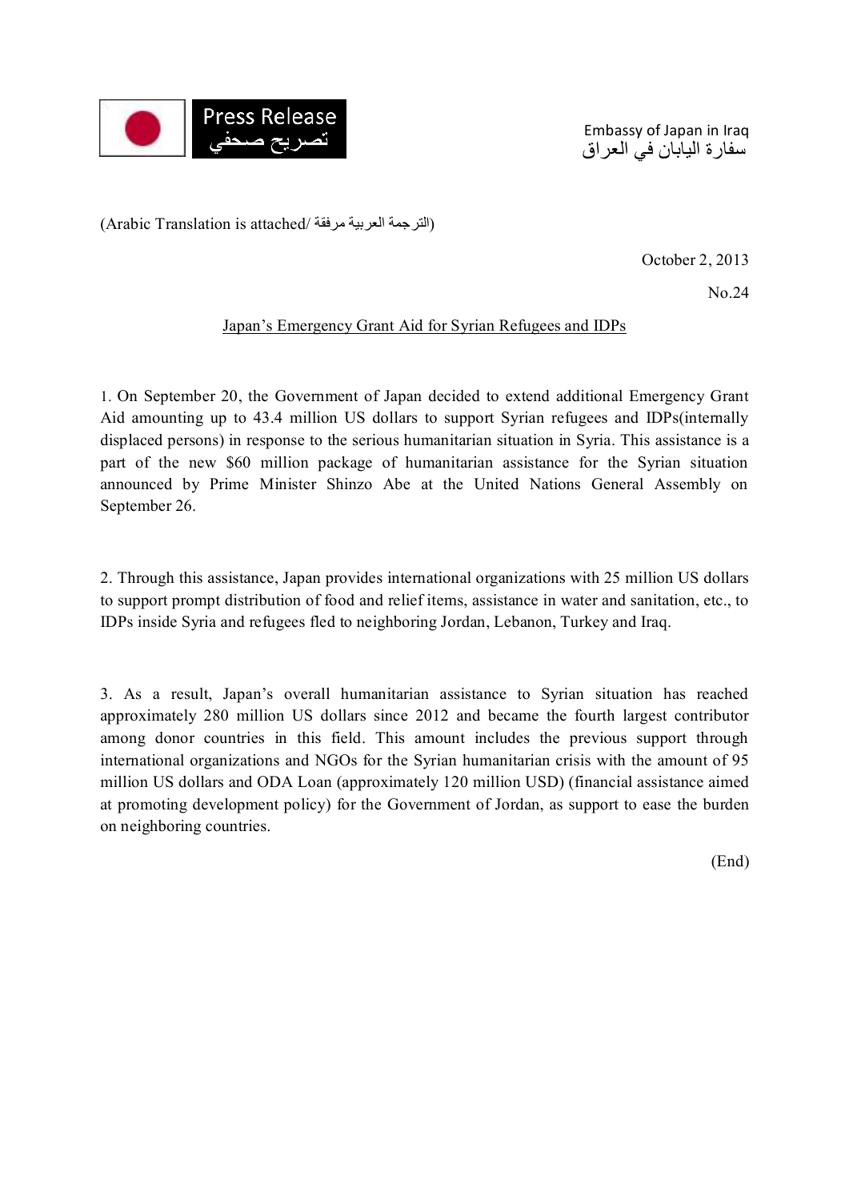Press Release
تصريح صحفي

Embassy of Japan in Iraq
سفارة اليابان في العراق

(Arabic Translation is attached/ الترجمة العربية مرفقة)

October 2, 2013

No.24

## Japan's Emergency Grant Aid for Syrian Refugees and IDPs

1. On September 20, the Government of Japan decided to extend additional Emergency Grant Aid amounting up to 43.4 million US dollars to support Syrian refugees and IDPs(internally displaced persons) in response to the serious humanitarian situation in Syria. This assistance is a part of the new $60 million package of humanitarian assistance for the Syrian situation announced by Prime Minister Shinzo Abe at the United Nations General Assembly on September 26.

2. Through this assistance, Japan provides international organizations with 25 million US dollars to support prompt distribution of food and relief items, assistance in water and sanitation, etc., to IDPs inside Syria and refugees fled to neighboring Jordan, Lebanon, Turkey and Iraq.

3. As a result, Japan's overall humanitarian assistance to Syrian situation has reached approximately 280 million US dollars since 2012 and became the fourth largest contributor among donor countries in this field. This amount includes the previous support through international organizations and NGOs for the Syrian humanitarian crisis with the amount of 95 million US dollars and ODA Loan (approximately 120 million USD) (financial assistance aimed at promoting development policy) for the Government of Jordan, as support to ease the burden on neighboring countries.

(End)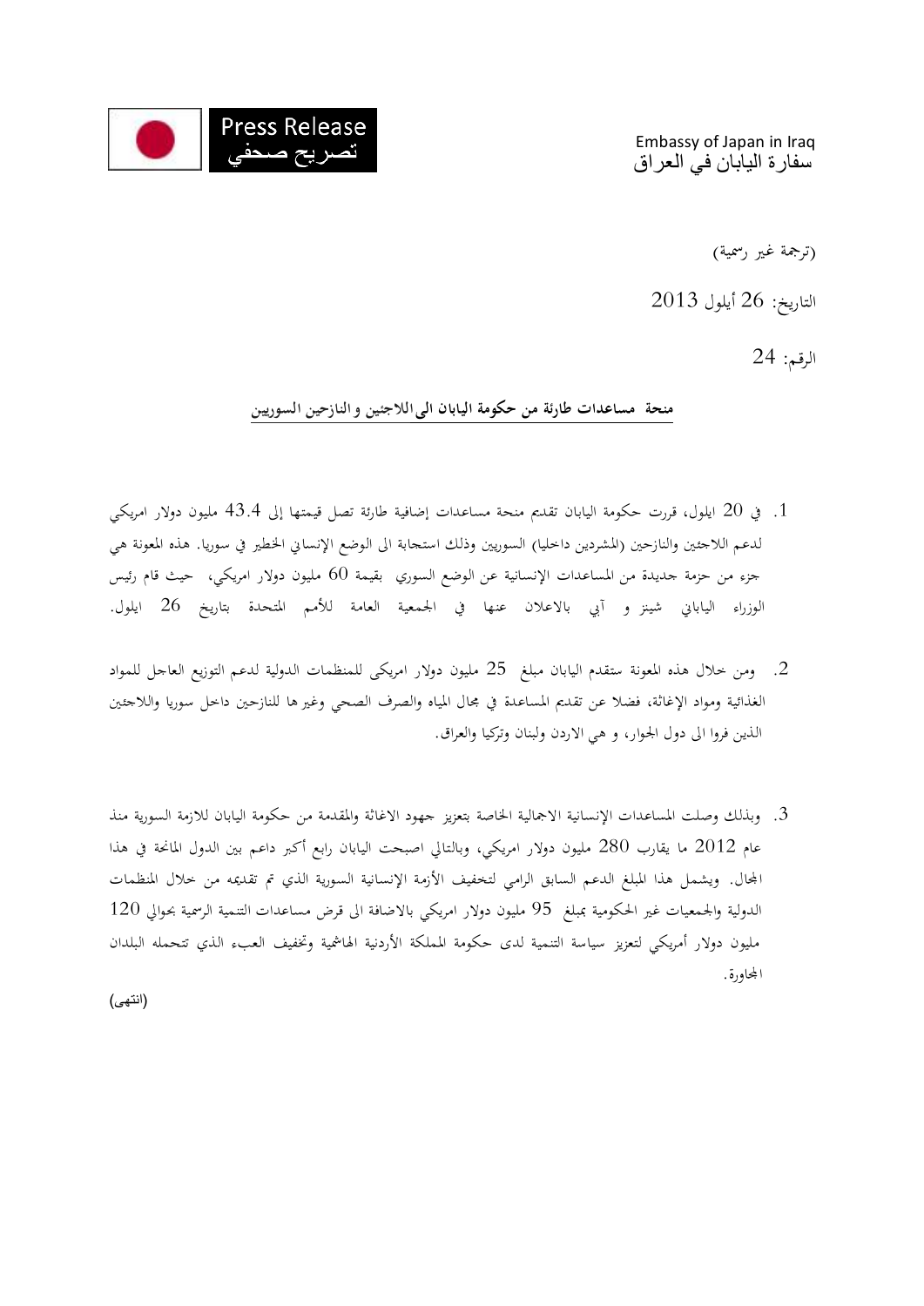Press Release
تصريح صحفي

Embassy of Japan in Iraq
سفارة اليابان في العراق

(ترجمة غير رسمية)

التاريخ: 26 أيلول 2013

الرقم: 24

**منحة مساعدات طارئة من حكومة اليابان الى اللاجئين والنازحين السوريين**

1. في 20 ايلول، قررت حكومة اليابان تقديم منحة مساعدات إضافية طارئة تصل قيمتها إلى 43.4 مليون دولار امريكي لدعم اللاجئين والنازحين (المشردين داخليا) السوريين وذلك استجابة الى الوضع الإنساني الخطير في سوريا. هذه المعونة هي جزء من حزمة جديدة من المساعدات الإنسانية عن الوضع السوري بقيمة 60 مليون دولار امريكي، حيث قام رئيس الوزراء الياباني شينزو آبي بالاعلان عنها في الجمعية العامة للأمم المتحدة بتاريخ 26 ايلول.

2. ومن خلال هذه المعونة ستقدم اليابان مبلغ 25 مليون دولار امريكي للمنظمات الدولية لدعم التوزيع العاجل للمواد الغذائية ومواد الإغاثة، فضلا عن تقديم المساعدة في مجال المياه والصرف الصحي وغيرها للنازحين داخل سوريا واللاجئين الذين فروا الى دول الجوار، و هي الاردن ولبنان وتركيا والعراق.

3. وبذلك وصلت المساعدات الإنسانية الاجمالية الخاصة بتعزيز جهود الاغاثة والمقدمة من حكومة اليابان للازمة السورية منذ عام 2012 ما يقارب 280 مليون دولار امريكي، وبالتالي اصبحت اليابان رابع أكبر داعم بين الدول المانحة في هذا المجال. ويشمل هذا المبلغ الدعم السابق الرامي لتخفيف الأزمة الإنسانية السورية الذي تم تقديمه من خلال المنظمات الدولية والجمعيات غير الحكومية بمبلغ 95 مليون دولار امريكي بالاضافة الى قرض مساعدات التنمية الرسمية بحوالي 120 مليون دولار أمريكي لتعزيز سياسة التنمية لدى حكومة المملكة الأردنية الهاشمية وتخفيف العبء الذي تتحمله البلدان المجاورة.

(انتهى)